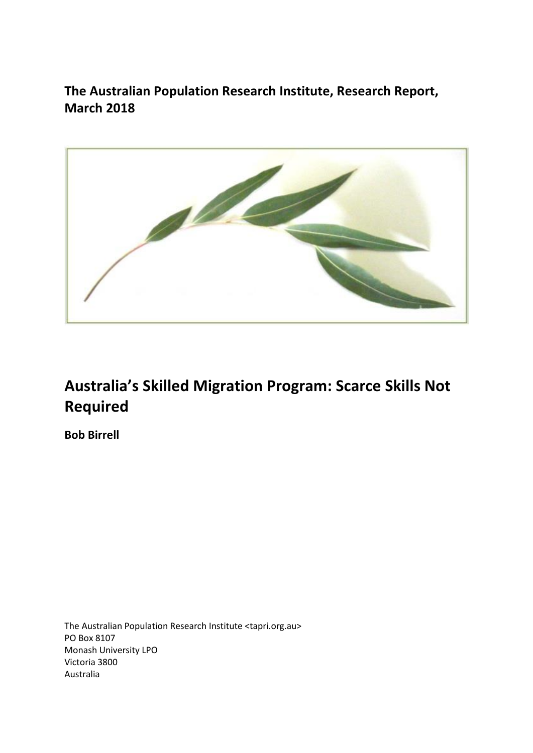**The Australian Population Research Institute, Research Report, March 2018**

# Australia's Skilled Migration Program: Scarce Skills Not Required

**Bob Birrell**

The Australian Population Research Institute <tapri.org.au>
PO Box 8107
Monash University LPO
Victoria 3800
Australia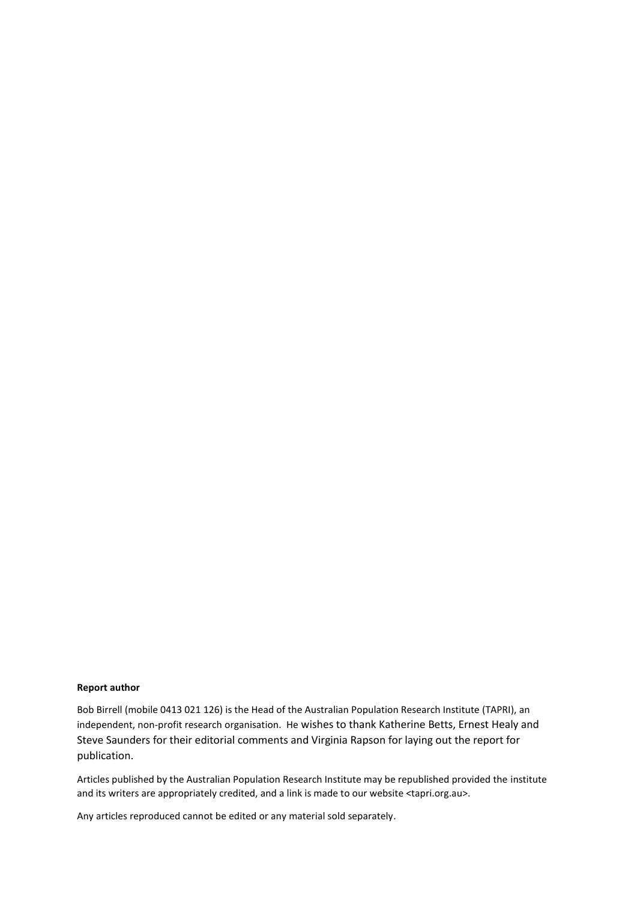**Report author**

Bob Birrell (mobile 0413 021 126) is the Head of the Australian Population Research Institute (TAPRI), an independent, non-profit research organisation. He wishes to thank Katherine Betts, Ernest Healy and Steve Saunders for their editorial comments and Virginia Rapson for laying out the report for publication.

Articles published by the Australian Population Research Institute may be republished provided the institute and its writers are appropriately credited, and a link is made to our website <tapri.org.au>.

Any articles reproduced cannot be edited or any material sold separately.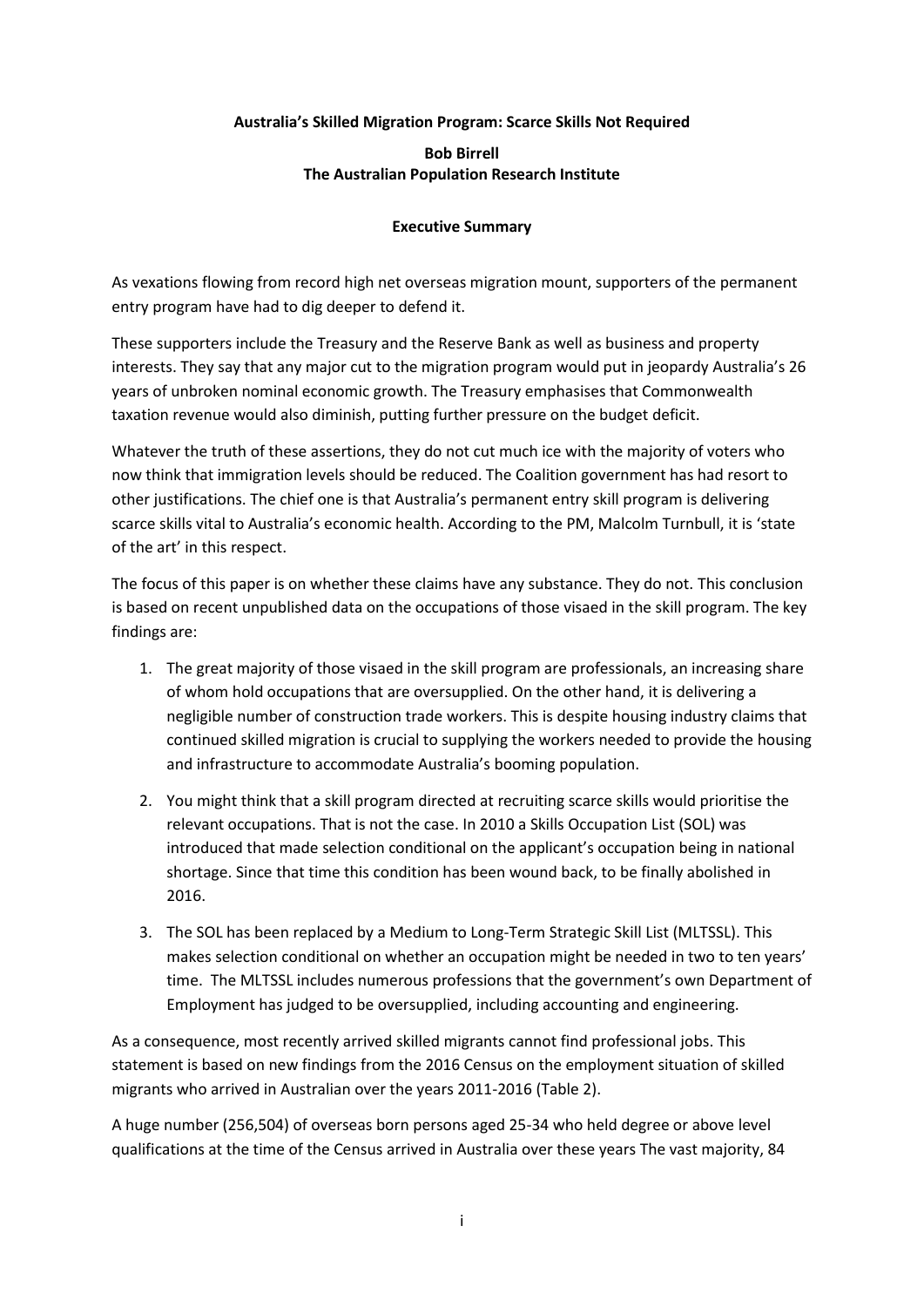**Australia's Skilled Migration Program: Scarce Skills Not Required**

**Bob Birrell**
**The Australian Population Research Institute**

**Executive Summary**

As vexations flowing from record high net overseas migration mount, supporters of the permanent entry program have had to dig deeper to defend it.

These supporters include the Treasury and the Reserve Bank as well as business and property interests. They say that any major cut to the migration program would put in jeopardy Australia's 26 years of unbroken nominal economic growth. The Treasury emphasises that Commonwealth taxation revenue would also diminish, putting further pressure on the budget deficit.

Whatever the truth of these assertions, they do not cut much ice with the majority of voters who now think that immigration levels should be reduced. The Coalition government has had resort to other justifications. The chief one is that Australia's permanent entry skill program is delivering scarce skills vital to Australia's economic health. According to the PM, Malcolm Turnbull, it is 'state of the art' in this respect.

The focus of this paper is on whether these claims have any substance. They do not. This conclusion is based on recent unpublished data on the occupations of those visaed in the skill program. The key findings are:

1. The great majority of those visaed in the skill program are professionals, an increasing share of whom hold occupations that are oversupplied. On the other hand, it is delivering a negligible number of construction trade workers. This is despite housing industry claims that continued skilled migration is crucial to supplying the workers needed to provide the housing and infrastructure to accommodate Australia's booming population.
2. You might think that a skill program directed at recruiting scarce skills would prioritise the relevant occupations. That is not the case. In 2010 a Skills Occupation List (SOL) was introduced that made selection conditional on the applicant's occupation being in national shortage. Since that time this condition has been wound back, to be finally abolished in 2016.
3. The SOL has been replaced by a Medium to Long-Term Strategic Skill List (MLTSSL). This makes selection conditional on whether an occupation might be needed in two to ten years' time. The MLTSSL includes numerous professions that the government's own Department of Employment has judged to be oversupplied, including accounting and engineering.

As a consequence, most recently arrived skilled migrants cannot find professional jobs. This statement is based on new findings from the 2016 Census on the employment situation of skilled migrants who arrived in Australian over the years 2011-2016 (Table 2).

A huge number (256,504) of overseas born persons aged 25-34 who held degree or above level qualifications at the time of the Census arrived in Australia over these years The vast majority, 84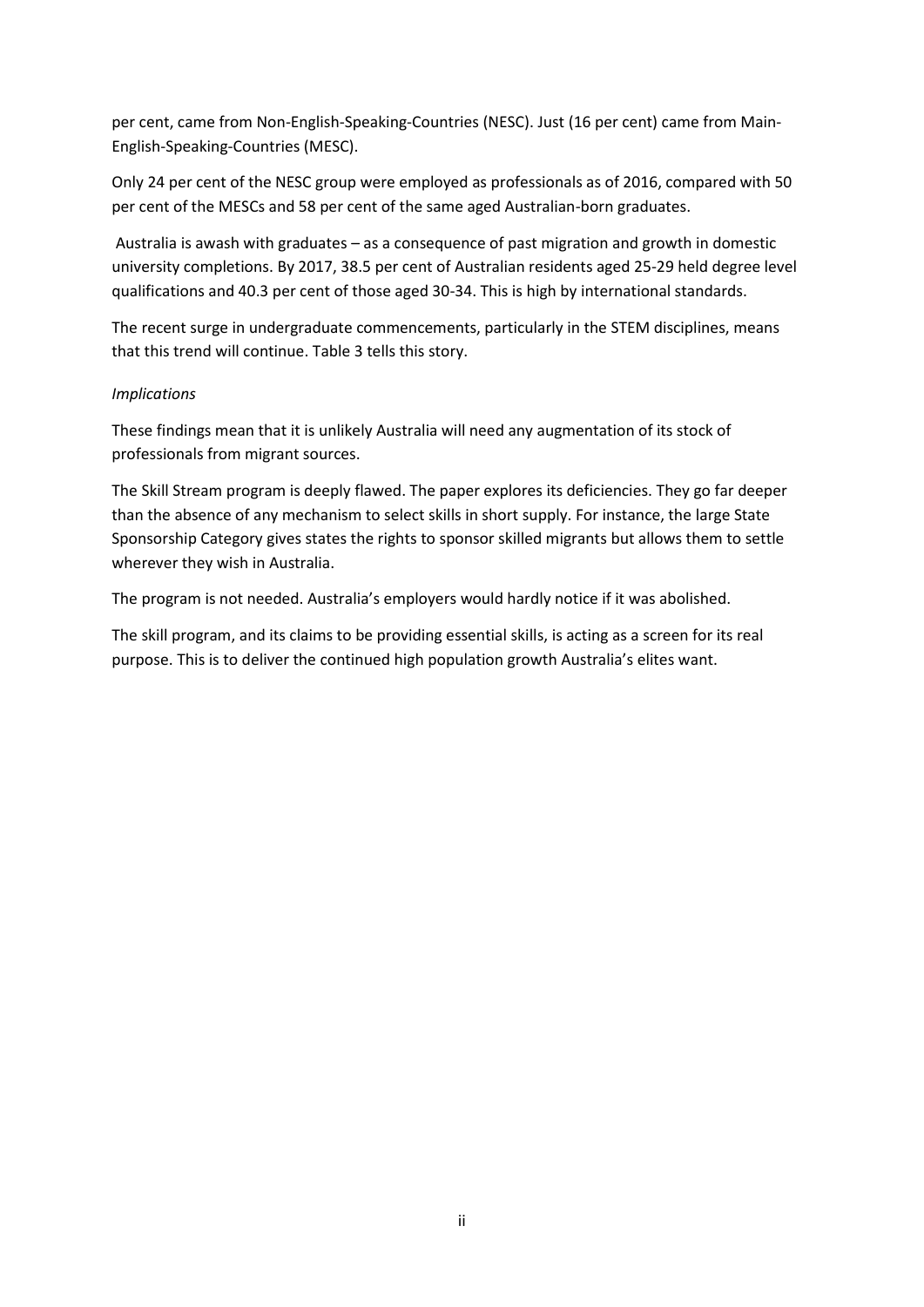per cent, came from Non-English-Speaking-Countries (NESC). Just (16 per cent) came from Main-English-Speaking-Countries (MESC).

Only 24 per cent of the NESC group were employed as professionals as of 2016, compared with 50 per cent of the MESCs and 58 per cent of the same aged Australian-born graduates.

Australia is awash with graduates – as a consequence of past migration and growth in domestic university completions. By 2017, 38.5 per cent of Australian residents aged 25-29 held degree level qualifications and 40.3 per cent of those aged 30-34. This is high by international standards.

The recent surge in undergraduate commencements, particularly in the STEM disciplines, means that this trend will continue. Table 3 tells this story.

*Implications*

These findings mean that it is unlikely Australia will need any augmentation of its stock of professionals from migrant sources.

The Skill Stream program is deeply flawed. The paper explores its deficiencies. They go far deeper than the absence of any mechanism to select skills in short supply. For instance, the large State Sponsorship Category gives states the rights to sponsor skilled migrants but allows them to settle wherever they wish in Australia.

The program is not needed. Australia's employers would hardly notice if it was abolished.

The skill program, and its claims to be providing essential skills, is acting as a screen for its real purpose. This is to deliver the continued high population growth Australia's elites want.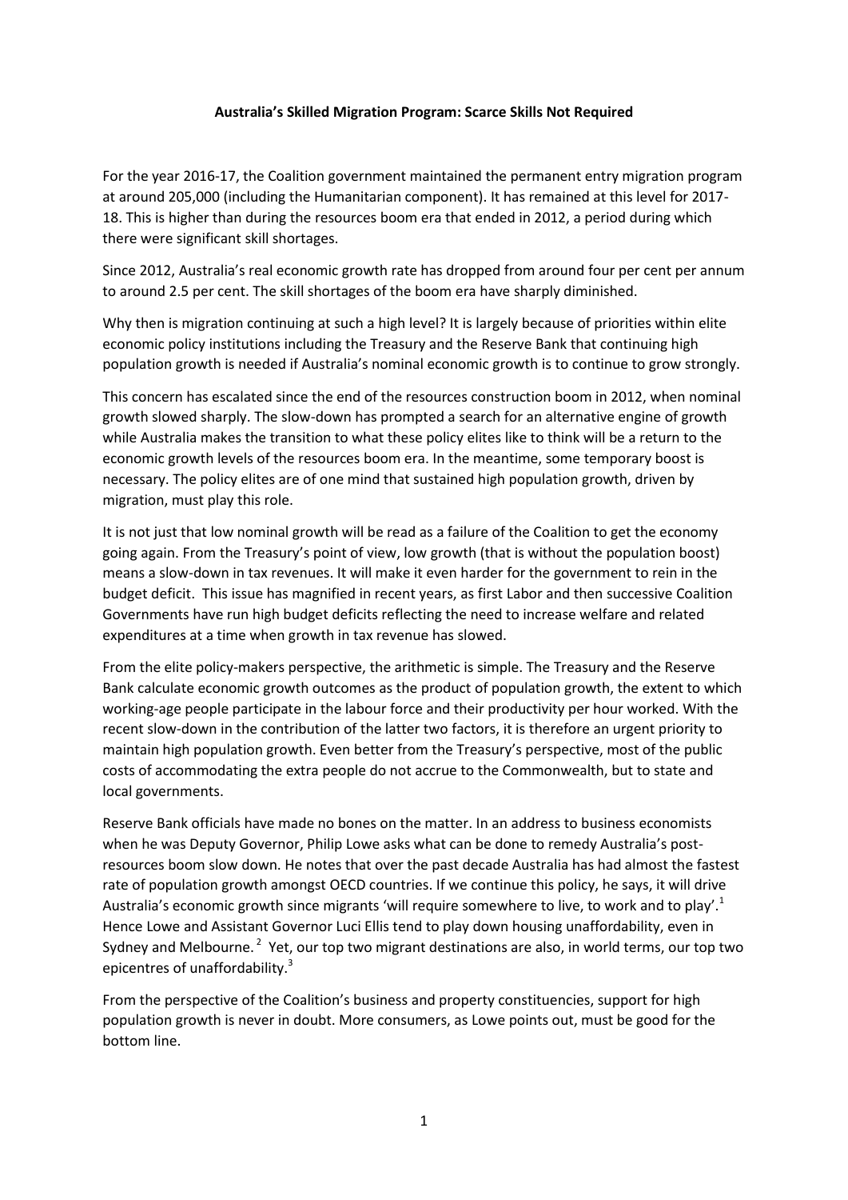**Australia's Skilled Migration Program: Scarce Skills Not Required**

For the year 2016-17, the Coalition government maintained the permanent entry migration program at around 205,000 (including the Humanitarian component). It has remained at this level for 2017-18. This is higher than during the resources boom era that ended in 2012, a period during which there were significant skill shortages.

Since 2012, Australia's real economic growth rate has dropped from around four per cent per annum to around 2.5 per cent. The skill shortages of the boom era have sharply diminished.

Why then is migration continuing at such a high level? It is largely because of priorities within elite economic policy institutions including the Treasury and the Reserve Bank that continuing high population growth is needed if Australia's nominal economic growth is to continue to grow strongly.

This concern has escalated since the end of the resources construction boom in 2012, when nominal growth slowed sharply. The slow-down has prompted a search for an alternative engine of growth while Australia makes the transition to what these policy elites like to think will be a return to the economic growth levels of the resources boom era. In the meantime, some temporary boost is necessary. The policy elites are of one mind that sustained high population growth, driven by migration, must play this role.

It is not just that low nominal growth will be read as a failure of the Coalition to get the economy going again. From the Treasury's point of view, low growth (that is without the population boost) means a slow-down in tax revenues. It will make it even harder for the government to rein in the budget deficit. This issue has magnified in recent years, as first Labor and then successive Coalition Governments have run high budget deficits reflecting the need to increase welfare and related expenditures at a time when growth in tax revenue has slowed.

From the elite policy-makers perspective, the arithmetic is simple. The Treasury and the Reserve Bank calculate economic growth outcomes as the product of population growth, the extent to which working-age people participate in the labour force and their productivity per hour worked. With the recent slow-down in the contribution of the latter two factors, it is therefore an urgent priority to maintain high population growth. Even better from the Treasury's perspective, most of the public costs of accommodating the extra people do not accrue to the Commonwealth, but to state and local governments.

Reserve Bank officials have made no bones on the matter. In an address to business economists when he was Deputy Governor, Philip Lowe asks what can be done to remedy Australia's post-resources boom slow down. He notes that over the past decade Australia has had almost the fastest rate of population growth amongst OECD countries. If we continue this policy, he says, it will drive Australia's economic growth since migrants 'will require somewhere to live, to work and to play'.[1] Hence Lowe and Assistant Governor Luci Ellis tend to play down housing unaffordability, even in Sydney and Melbourne.[2] Yet, our top two migrant destinations are also, in world terms, our top two epicentres of unaffordability.[3]

From the perspective of the Coalition's business and property constituencies, support for high population growth is never in doubt. More consumers, as Lowe points out, must be good for the bottom line.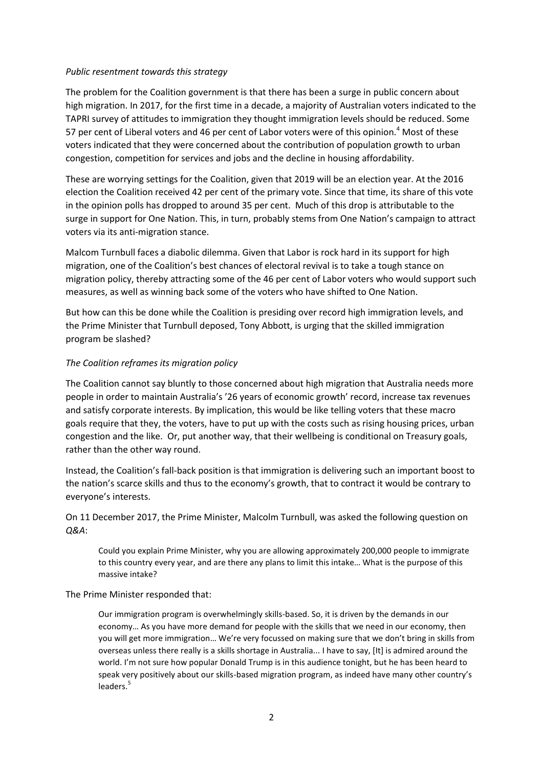*Public resentment towards this strategy*

The problem for the Coalition government is that there has been a surge in public concern about high migration. In 2017, for the first time in a decade, a majority of Australian voters indicated to the TAPRI survey of attitudes to immigration they thought immigration levels should be reduced. Some 57 per cent of Liberal voters and 46 per cent of Labor voters were of this opinion.[4] Most of these voters indicated that they were concerned about the contribution of population growth to urban congestion, competition for services and jobs and the decline in housing affordability.

These are worrying settings for the Coalition, given that 2019 will be an election year. At the 2016 election the Coalition received 42 per cent of the primary vote. Since that time, its share of this vote in the opinion polls has dropped to around 35 per cent. Much of this drop is attributable to the surge in support for One Nation. This, in turn, probably stems from One Nation's campaign to attract voters via its anti-migration stance.

Malcom Turnbull faces a diabolic dilemma. Given that Labor is rock hard in its support for high migration, one of the Coalition's best chances of electoral revival is to take a tough stance on migration policy, thereby attracting some of the 46 per cent of Labor voters who would support such measures, as well as winning back some of the voters who have shifted to One Nation.

But how can this be done while the Coalition is presiding over record high immigration levels, and the Prime Minister that Turnbull deposed, Tony Abbott, is urging that the skilled immigration program be slashed?

*The Coalition reframes its migration policy*

The Coalition cannot say bluntly to those concerned about high migration that Australia needs more people in order to maintain Australia's '26 years of economic growth' record, increase tax revenues and satisfy corporate interests. By implication, this would be like telling voters that these macro goals require that they, the voters, have to put up with the costs such as rising housing prices, urban congestion and the like. Or, put another way, that their wellbeing is conditional on Treasury goals, rather than the other way round.

Instead, the Coalition's fall-back position is that immigration is delivering such an important boost to the nation's scarce skills and thus to the economy's growth, that to contract it would be contrary to everyone's interests.

On 11 December 2017, the Prime Minister, Malcolm Turnbull, was asked the following question on *Q&A*:

> Could you explain Prime Minister, why you are allowing approximately 200,000 people to immigrate to this country every year, and are there any plans to limit this intake… What is the purpose of this massive intake?

The Prime Minister responded that:

> Our immigration program is overwhelmingly skills-based. So, it is driven by the demands in our economy… As you have more demand for people with the skills that we need in our economy, then you will get more immigration… We're very focussed on making sure that we don't bring in skills from overseas unless there really is a skills shortage in Australia... I have to say, [It] is admired around the world. I'm not sure how popular Donald Trump is in this audience tonight, but he has been heard to speak very positively about our skills-based migration program, as indeed have many other country's leaders.[5]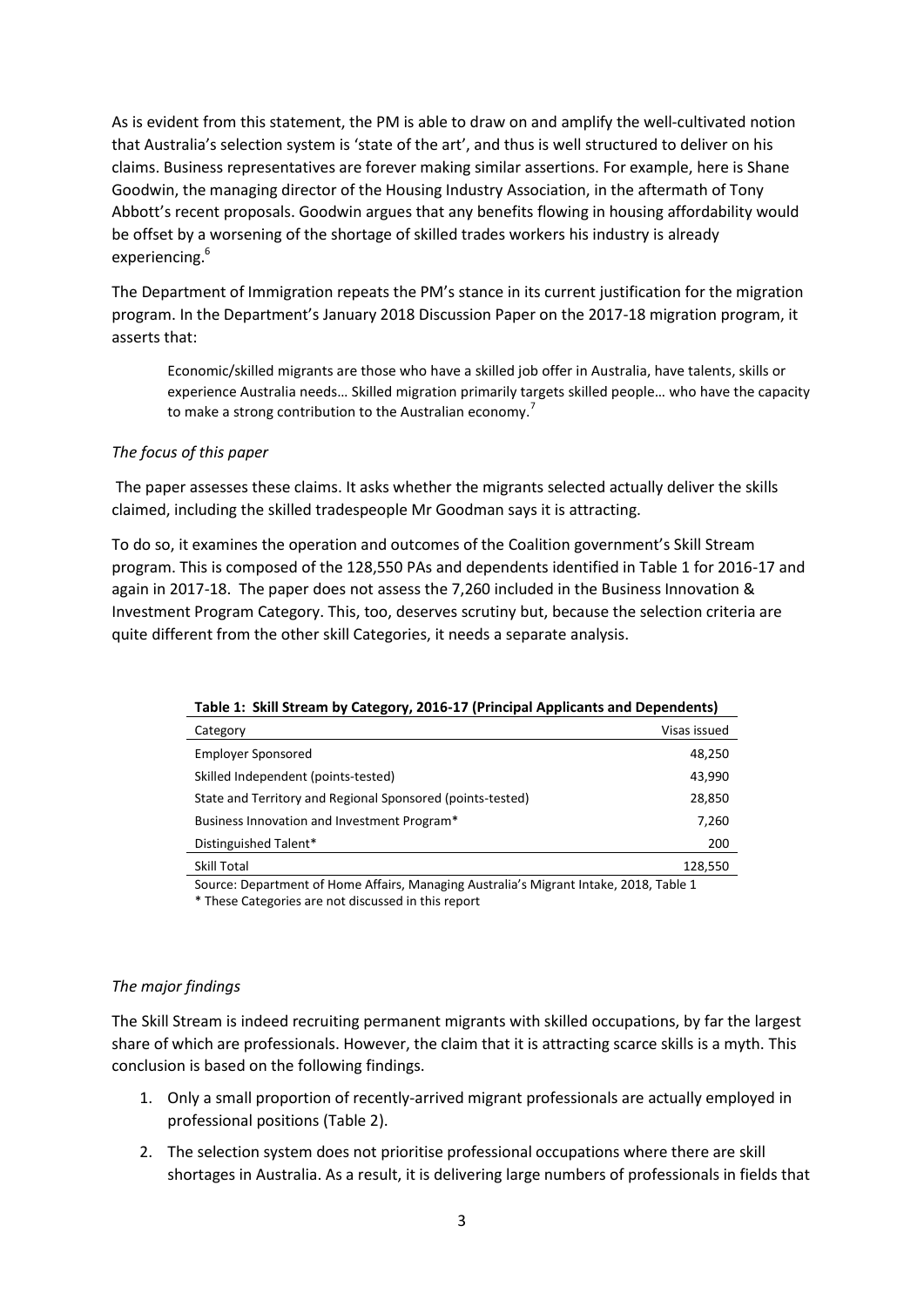As is evident from this statement, the PM is able to draw on and amplify the well-cultivated notion that Australia's selection system is 'state of the art', and thus is well structured to deliver on his claims. Business representatives are forever making similar assertions. For example, here is Shane Goodwin, the managing director of the Housing Industry Association, in the aftermath of Tony Abbott's recent proposals. Goodwin argues that any benefits flowing in housing affordability would be offset by a worsening of the shortage of skilled trades workers his industry is already experiencing.[6]

The Department of Immigration repeats the PM's stance in its current justification for the migration program. In the Department's January 2018 Discussion Paper on the 2017-18 migration program, it asserts that:

> Economic/skilled migrants are those who have a skilled job offer in Australia, have talents, skills or experience Australia needs… Skilled migration primarily targets skilled people… who have the capacity to make a strong contribution to the Australian economy.[7]

*The focus of this paper*

The paper assesses these claims. It asks whether the migrants selected actually deliver the skills claimed, including the skilled tradespeople Mr Goodman says it is attracting.

To do so, it examines the operation and outcomes of the Coalition government's Skill Stream program. This is composed of the 128,550 PAs and dependents identified in Table 1 for 2016-17 and again in 2017-18. The paper does not assess the 7,260 included in the Business Innovation & Investment Program Category. This, too, deserves scrutiny but, because the selection criteria are quite different from the other skill Categories, it needs a separate analysis.

**Table 1: Skill Stream by Category, 2016-17 (Principal Applicants and Dependents)**

| Category | Visas issued |
|---|---|
| Employer Sponsored | 48,250 |
| Skilled Independent (points-tested) | 43,990 |
| State and Territory and Regional Sponsored (points-tested) | 28,850 |
| Business Innovation and Investment Program* | 7,260 |
| Distinguished Talent* | 200 |
| Skill Total | 128,550 |

Source: Department of Home Affairs, Managing Australia's Migrant Intake, 2018, Table 1
* These Categories are not discussed in this report

*The major findings*

The Skill Stream is indeed recruiting permanent migrants with skilled occupations, by far the largest share of which are professionals. However, the claim that it is attracting scarce skills is a myth. This conclusion is based on the following findings.

1. Only a small proportion of recently-arrived migrant professionals are actually employed in professional positions (Table 2).
2. The selection system does not prioritise professional occupations where there are skill shortages in Australia. As a result, it is delivering large numbers of professionals in fields that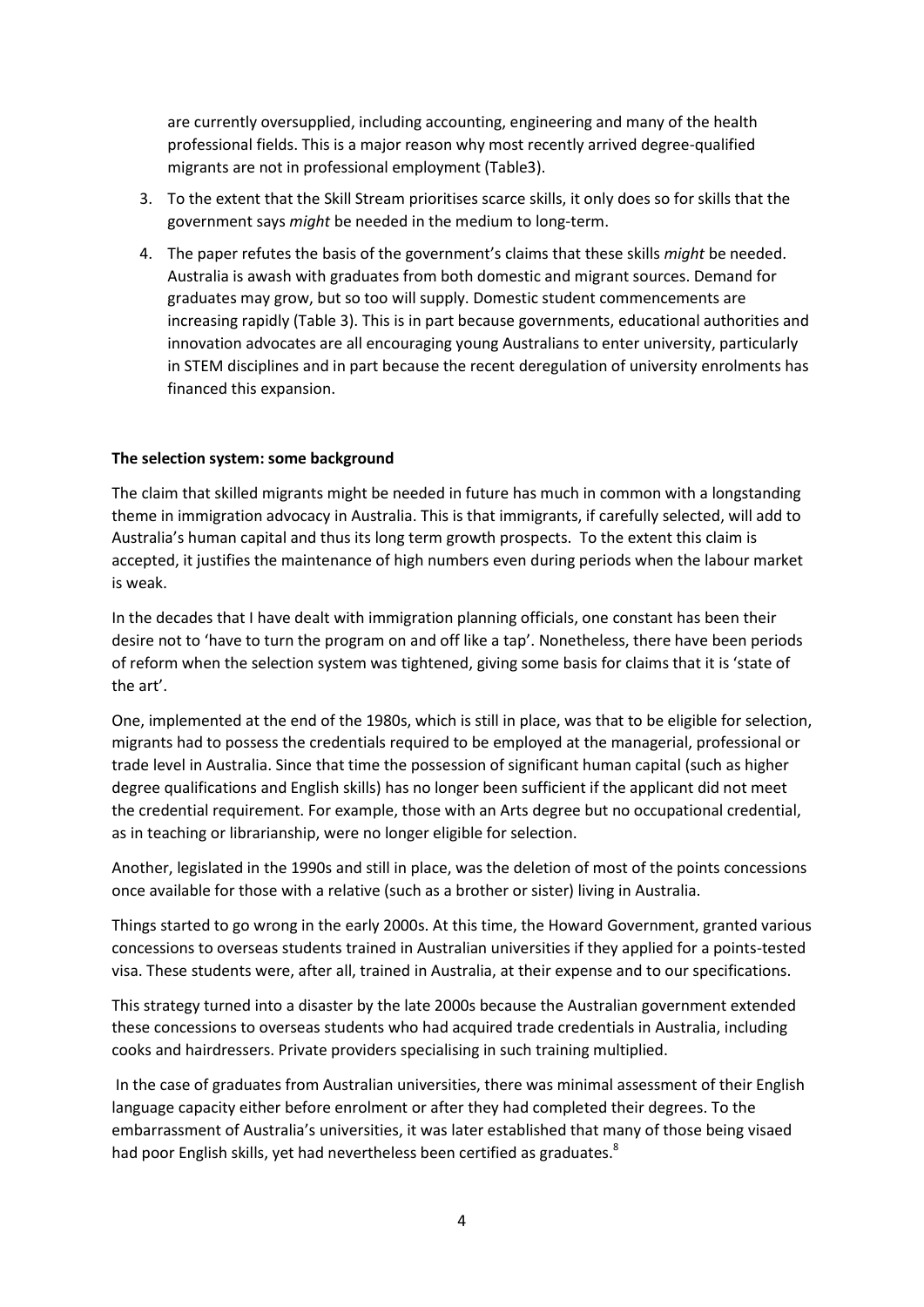are currently oversupplied, including accounting, engineering and many of the health professional fields. This is a major reason why most recently arrived degree-qualified migrants are not in professional employment (Table3).

3. To the extent that the Skill Stream prioritises scarce skills, it only does so for skills that the government says *might* be needed in the medium to long-term.
4. The paper refutes the basis of the government's claims that these skills *might* be needed. Australia is awash with graduates from both domestic and migrant sources. Demand for graduates may grow, but so too will supply. Domestic student commencements are increasing rapidly (Table 3). This is in part because governments, educational authorities and innovation advocates are all encouraging young Australians to enter university, particularly in STEM disciplines and in part because the recent deregulation of university enrolments has financed this expansion.

**The selection system: some background**

The claim that skilled migrants might be needed in future has much in common with a longstanding theme in immigration advocacy in Australia. This is that immigrants, if carefully selected, will add to Australia's human capital and thus its long term growth prospects. To the extent this claim is accepted, it justifies the maintenance of high numbers even during periods when the labour market is weak.

In the decades that I have dealt with immigration planning officials, one constant has been their desire not to 'have to turn the program on and off like a tap'. Nonetheless, there have been periods of reform when the selection system was tightened, giving some basis for claims that it is 'state of the art'.

One, implemented at the end of the 1980s, which is still in place, was that to be eligible for selection, migrants had to possess the credentials required to be employed at the managerial, professional or trade level in Australia. Since that time the possession of significant human capital (such as higher degree qualifications and English skills) has no longer been sufficient if the applicant did not meet the credential requirement. For example, those with an Arts degree but no occupational credential, as in teaching or librarianship, were no longer eligible for selection.

Another, legislated in the 1990s and still in place, was the deletion of most of the points concessions once available for those with a relative (such as a brother or sister) living in Australia.

Things started to go wrong in the early 2000s. At this time, the Howard Government, granted various concessions to overseas students trained in Australian universities if they applied for a points-tested visa. These students were, after all, trained in Australia, at their expense and to our specifications.

This strategy turned into a disaster by the late 2000s because the Australian government extended these concessions to overseas students who had acquired trade credentials in Australia, including cooks and hairdressers. Private providers specialising in such training multiplied.

In the case of graduates from Australian universities, there was minimal assessment of their English language capacity either before enrolment or after they had completed their degrees. To the embarrassment of Australia's universities, it was later established that many of those being visaed had poor English skills, yet had nevertheless been certified as graduates.[8]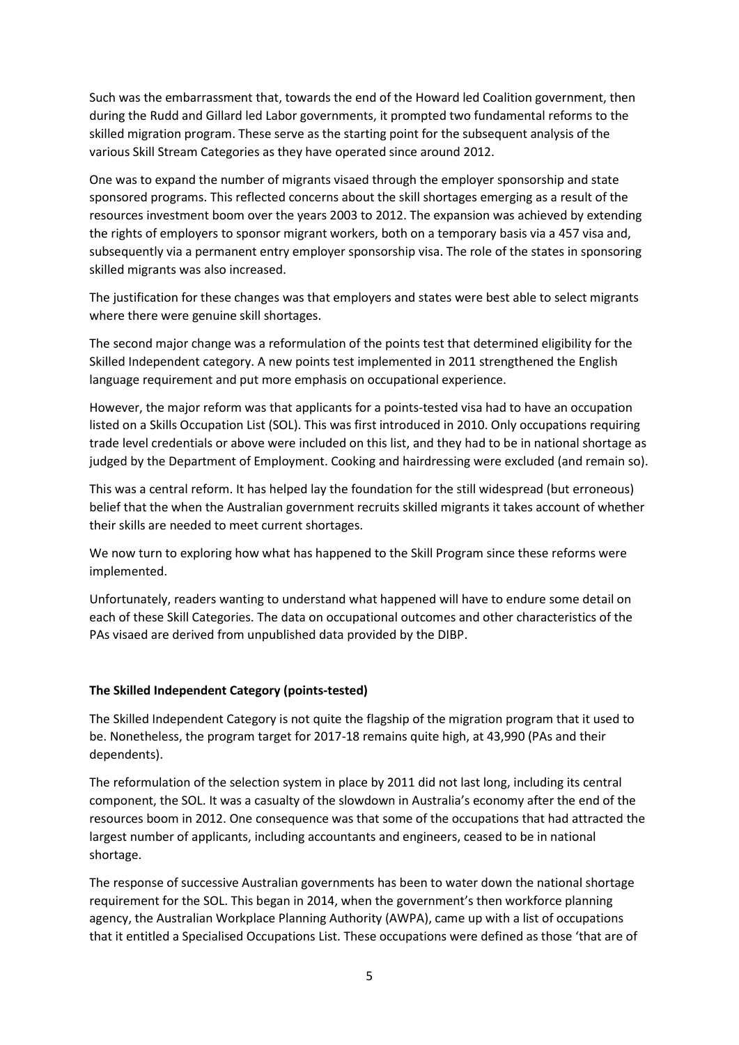Such was the embarrassment that, towards the end of the Howard led Coalition government, then during the Rudd and Gillard led Labor governments, it prompted two fundamental reforms to the skilled migration program. These serve as the starting point for the subsequent analysis of the various Skill Stream Categories as they have operated since around 2012.

One was to expand the number of migrants visaed through the employer sponsorship and state sponsored programs. This reflected concerns about the skill shortages emerging as a result of the resources investment boom over the years 2003 to 2012. The expansion was achieved by extending the rights of employers to sponsor migrant workers, both on a temporary basis via a 457 visa and, subsequently via a permanent entry employer sponsorship visa. The role of the states in sponsoring skilled migrants was also increased.

The justification for these changes was that employers and states were best able to select migrants where there were genuine skill shortages.

The second major change was a reformulation of the points test that determined eligibility for the Skilled Independent category. A new points test implemented in 2011 strengthened the English language requirement and put more emphasis on occupational experience.

However, the major reform was that applicants for a points-tested visa had to have an occupation listed on a Skills Occupation List (SOL). This was first introduced in 2010. Only occupations requiring trade level credentials or above were included on this list, and they had to be in national shortage as judged by the Department of Employment. Cooking and hairdressing were excluded (and remain so).

This was a central reform. It has helped lay the foundation for the still widespread (but erroneous) belief that the when the Australian government recruits skilled migrants it takes account of whether their skills are needed to meet current shortages.

We now turn to exploring how what has happened to the Skill Program since these reforms were implemented.

Unfortunately, readers wanting to understand what happened will have to endure some detail on each of these Skill Categories. The data on occupational outcomes and other characteristics of the PAs visaed are derived from unpublished data provided by the DIBP.

### The Skilled Independent Category (points-tested)

The Skilled Independent Category is not quite the flagship of the migration program that it used to be. Nonetheless, the program target for 2017-18 remains quite high, at 43,990 (PAs and their dependents).

The reformulation of the selection system in place by 2011 did not last long, including its central component, the SOL. It was a casualty of the slowdown in Australia's economy after the end of the resources boom in 2012. One consequence was that some of the occupations that had attracted the largest number of applicants, including accountants and engineers, ceased to be in national shortage.

The response of successive Australian governments has been to water down the national shortage requirement for the SOL. This began in 2014, when the government's then workforce planning agency, the Australian Workplace Planning Authority (AWPA), came up with a list of occupations that it entitled a Specialised Occupations List. These occupations were defined as those 'that are of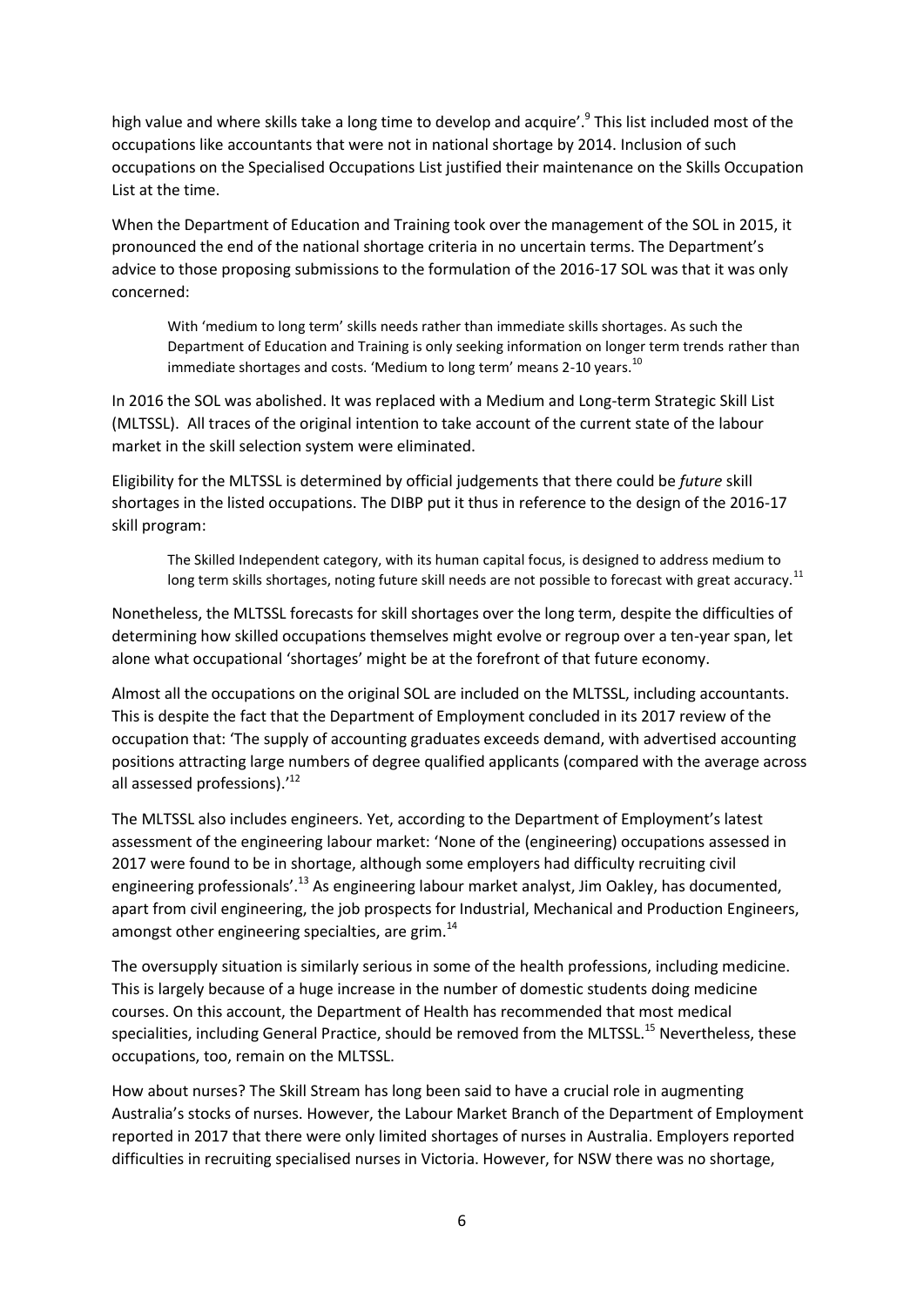high value and where skills take a long time to develop and acquire'.[9] This list included most of the occupations like accountants that were not in national shortage by 2014. Inclusion of such occupations on the Specialised Occupations List justified their maintenance on the Skills Occupation List at the time.

When the Department of Education and Training took over the management of the SOL in 2015, it pronounced the end of the national shortage criteria in no uncertain terms. The Department's advice to those proposing submissions to the formulation of the 2016-17 SOL was that it was only concerned:

> With 'medium to long term' skills needs rather than immediate skills shortages. As such the Department of Education and Training is only seeking information on longer term trends rather than immediate shortages and costs. 'Medium to long term' means 2-10 years.[10]

In 2016 the SOL was abolished. It was replaced with a Medium and Long-term Strategic Skill List (MLTSSL). All traces of the original intention to take account of the current state of the labour market in the skill selection system were eliminated.

Eligibility for the MLTSSL is determined by official judgements that there could be *future* skill shortages in the listed occupations. The DIBP put it thus in reference to the design of the 2016-17 skill program:

> The Skilled Independent category, with its human capital focus, is designed to address medium to long term skills shortages, noting future skill needs are not possible to forecast with great accuracy.[11]

Nonetheless, the MLTSSL forecasts for skill shortages over the long term, despite the difficulties of determining how skilled occupations themselves might evolve or regroup over a ten-year span, let alone what occupational 'shortages' might be at the forefront of that future economy.

Almost all the occupations on the original SOL are included on the MLTSSL, including accountants. This is despite the fact that the Department of Employment concluded in its 2017 review of the occupation that: 'The supply of accounting graduates exceeds demand, with advertised accounting positions attracting large numbers of degree qualified applicants (compared with the average across all assessed professions).'[12]

The MLTSSL also includes engineers. Yet, according to the Department of Employment's latest assessment of the engineering labour market: 'None of the (engineering) occupations assessed in 2017 were found to be in shortage, although some employers had difficulty recruiting civil engineering professionals'.[13] As engineering labour market analyst, Jim Oakley, has documented, apart from civil engineering, the job prospects for Industrial, Mechanical and Production Engineers, amongst other engineering specialties, are grim.[14]

The oversupply situation is similarly serious in some of the health professions, including medicine. This is largely because of a huge increase in the number of domestic students doing medicine courses. On this account, the Department of Health has recommended that most medical specialities, including General Practice, should be removed from the MLTSSL.[15] Nevertheless, these occupations, too, remain on the MLTSSL.

How about nurses? The Skill Stream has long been said to have a crucial role in augmenting Australia's stocks of nurses. However, the Labour Market Branch of the Department of Employment reported in 2017 that there were only limited shortages of nurses in Australia. Employers reported difficulties in recruiting specialised nurses in Victoria. However, for NSW there was no shortage,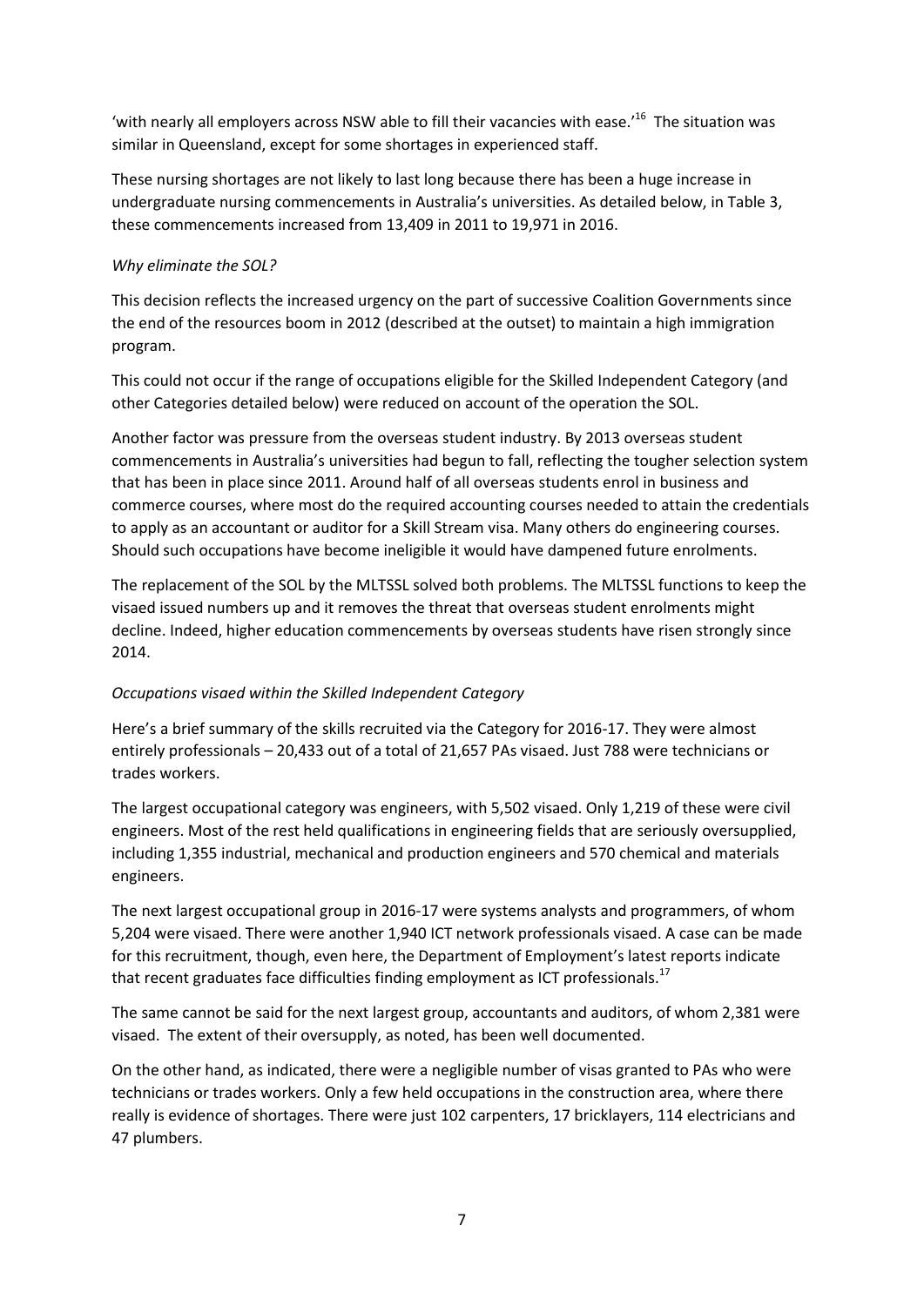'with nearly all employers across NSW able to fill their vacancies with ease.'[16] The situation was similar in Queensland, except for some shortages in experienced staff.

These nursing shortages are not likely to last long because there has been a huge increase in undergraduate nursing commencements in Australia's universities. As detailed below, in Table 3, these commencements increased from 13,409 in 2011 to 19,971 in 2016.

*Why eliminate the SOL?*

This decision reflects the increased urgency on the part of successive Coalition Governments since the end of the resources boom in 2012 (described at the outset) to maintain a high immigration program.

This could not occur if the range of occupations eligible for the Skilled Independent Category (and other Categories detailed below) were reduced on account of the operation the SOL.

Another factor was pressure from the overseas student industry. By 2013 overseas student commencements in Australia's universities had begun to fall, reflecting the tougher selection system that has been in place since 2011. Around half of all overseas students enrol in business and commerce courses, where most do the required accounting courses needed to attain the credentials to apply as an accountant or auditor for a Skill Stream visa. Many others do engineering courses. Should such occupations have become ineligible it would have dampened future enrolments.

The replacement of the SOL by the MLTSSL solved both problems. The MLTSSL functions to keep the visaed issued numbers up and it removes the threat that overseas student enrolments might decline. Indeed, higher education commencements by overseas students have risen strongly since 2014.

*Occupations visaed within the Skilled Independent Category*

Here's a brief summary of the skills recruited via the Category for 2016-17. They were almost entirely professionals – 20,433 out of a total of 21,657 PAs visaed. Just 788 were technicians or trades workers.

The largest occupational category was engineers, with 5,502 visaed. Only 1,219 of these were civil engineers. Most of the rest held qualifications in engineering fields that are seriously oversupplied, including 1,355 industrial, mechanical and production engineers and 570 chemical and materials engineers.

The next largest occupational group in 2016-17 were systems analysts and programmers, of whom 5,204 were visaed. There were another 1,940 ICT network professionals visaed. A case can be made for this recruitment, though, even here, the Department of Employment's latest reports indicate that recent graduates face difficulties finding employment as ICT professionals.[17]

The same cannot be said for the next largest group, accountants and auditors, of whom 2,381 were visaed. The extent of their oversupply, as noted, has been well documented.

On the other hand, as indicated, there were a negligible number of visas granted to PAs who were technicians or trades workers. Only a few held occupations in the construction area, where there really is evidence of shortages. There were just 102 carpenters, 17 bricklayers, 114 electricians and 47 plumbers.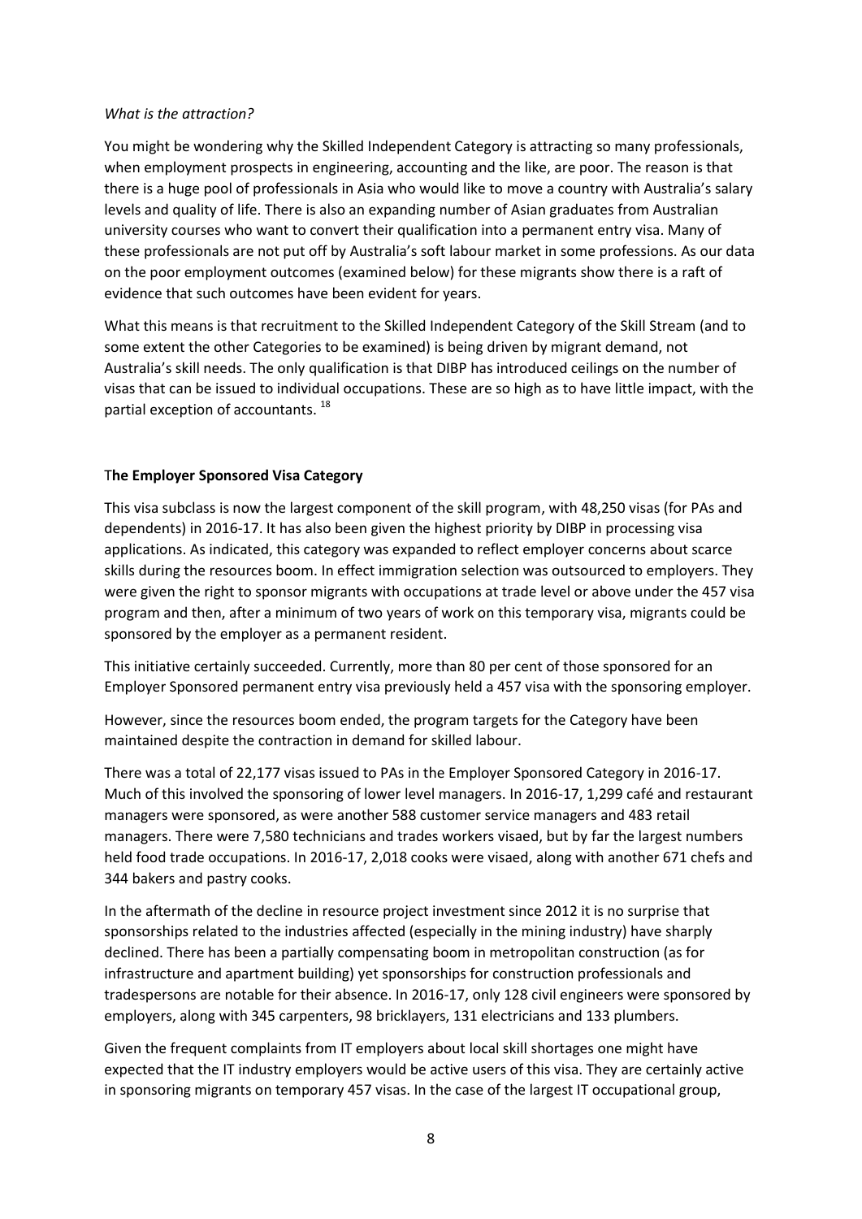*What is the attraction?*

You might be wondering why the Skilled Independent Category is attracting so many professionals, when employment prospects in engineering, accounting and the like, are poor. The reason is that there is a huge pool of professionals in Asia who would like to move a country with Australia's salary levels and quality of life. There is also an expanding number of Asian graduates from Australian university courses who want to convert their qualification into a permanent entry visa. Many of these professionals are not put off by Australia's soft labour market in some professions. As our data on the poor employment outcomes (examined below) for these migrants show there is a raft of evidence that such outcomes have been evident for years.

What this means is that recruitment to the Skilled Independent Category of the Skill Stream (and to some extent the other Categories to be examined) is being driven by migrant demand, not Australia's skill needs. The only qualification is that DIBP has introduced ceilings on the number of visas that can be issued to individual occupations. These are so high as to have little impact, with the partial exception of accountants. [18]

**The Employer Sponsored Visa Category**

This visa subclass is now the largest component of the skill program, with 48,250 visas (for PAs and dependents) in 2016-17. It has also been given the highest priority by DIBP in processing visa applications. As indicated, this category was expanded to reflect employer concerns about scarce skills during the resources boom. In effect immigration selection was outsourced to employers. They were given the right to sponsor migrants with occupations at trade level or above under the 457 visa program and then, after a minimum of two years of work on this temporary visa, migrants could be sponsored by the employer as a permanent resident.

This initiative certainly succeeded. Currently, more than 80 per cent of those sponsored for an Employer Sponsored permanent entry visa previously held a 457 visa with the sponsoring employer.

However, since the resources boom ended, the program targets for the Category have been maintained despite the contraction in demand for skilled labour.

There was a total of 22,177 visas issued to PAs in the Employer Sponsored Category in 2016-17. Much of this involved the sponsoring of lower level managers. In 2016-17, 1,299 café and restaurant managers were sponsored, as were another 588 customer service managers and 483 retail managers. There were 7,580 technicians and trades workers visaed, but by far the largest numbers held food trade occupations. In 2016-17, 2,018 cooks were visaed, along with another 671 chefs and 344 bakers and pastry cooks.

In the aftermath of the decline in resource project investment since 2012 it is no surprise that sponsorships related to the industries affected (especially in the mining industry) have sharply declined. There has been a partially compensating boom in metropolitan construction (as for infrastructure and apartment building) yet sponsorships for construction professionals and tradespersons are notable for their absence. In 2016-17, only 128 civil engineers were sponsored by employers, along with 345 carpenters, 98 bricklayers, 131 electricians and 133 plumbers.

Given the frequent complaints from IT employers about local skill shortages one might have expected that the IT industry employers would be active users of this visa. They are certainly active in sponsoring migrants on temporary 457 visas. In the case of the largest IT occupational group,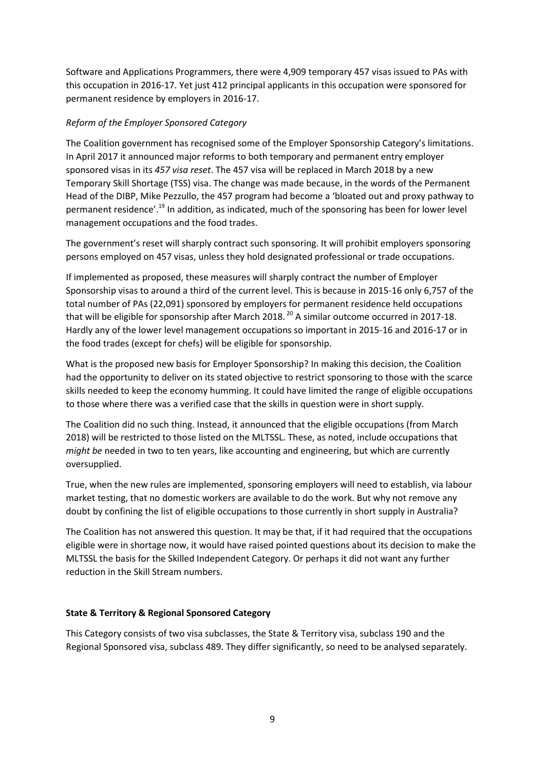Software and Applications Programmers, there were 4,909 temporary 457 visas issued to PAs with this occupation in 2016-17. Yet just 412 principal applicants in this occupation were sponsored for permanent residence by employers in 2016-17.

*Reform of the Employer Sponsored Category*

The Coalition government has recognised some of the Employer Sponsorship Category's limitations. In April 2017 it announced major reforms to both temporary and permanent entry employer sponsored visas in its *457 visa reset*. The 457 visa will be replaced in March 2018 by a new Temporary Skill Shortage (TSS) visa. The change was made because, in the words of the Permanent Head of the DIBP, Mike Pezzullo, the 457 program had become a 'bloated out and proxy pathway to permanent residence'.[19] In addition, as indicated, much of the sponsoring has been for lower level management occupations and the food trades.

The government's reset will sharply contract such sponsoring. It will prohibit employers sponsoring persons employed on 457 visas, unless they hold designated professional or trade occupations.

If implemented as proposed, these measures will sharply contract the number of Employer Sponsorship visas to around a third of the current level. This is because in 2015-16 only 6,757 of the total number of PAs (22,091) sponsored by employers for permanent residence held occupations that will be eligible for sponsorship after March 2018. [20] A similar outcome occurred in 2017-18. Hardly any of the lower level management occupations so important in 2015-16 and 2016-17 or in the food trades (except for chefs) will be eligible for sponsorship.

What is the proposed new basis for Employer Sponsorship? In making this decision, the Coalition had the opportunity to deliver on its stated objective to restrict sponsoring to those with the scarce skills needed to keep the economy humming. It could have limited the range of eligible occupations to those where there was a verified case that the skills in question were in short supply.

The Coalition did no such thing. Instead, it announced that the eligible occupations (from March 2018) will be restricted to those listed on the MLTSSL. These, as noted, include occupations that *might be* needed in two to ten years, like accounting and engineering, but which are currently oversupplied.

True, when the new rules are implemented, sponsoring employers will need to establish, via labour market testing, that no domestic workers are available to do the work. But why not remove any doubt by confining the list of eligible occupations to those currently in short supply in Australia?

The Coalition has not answered this question. It may be that, if it had required that the occupations eligible were in shortage now, it would have raised pointed questions about its decision to make the MLTSSL the basis for the Skilled Independent Category. Or perhaps it did not want any further reduction in the Skill Stream numbers.

**State & Territory & Regional Sponsored Category**

This Category consists of two visa subclasses, the State & Territory visa, subclass 190 and the Regional Sponsored visa, subclass 489. They differ significantly, so need to be analysed separately.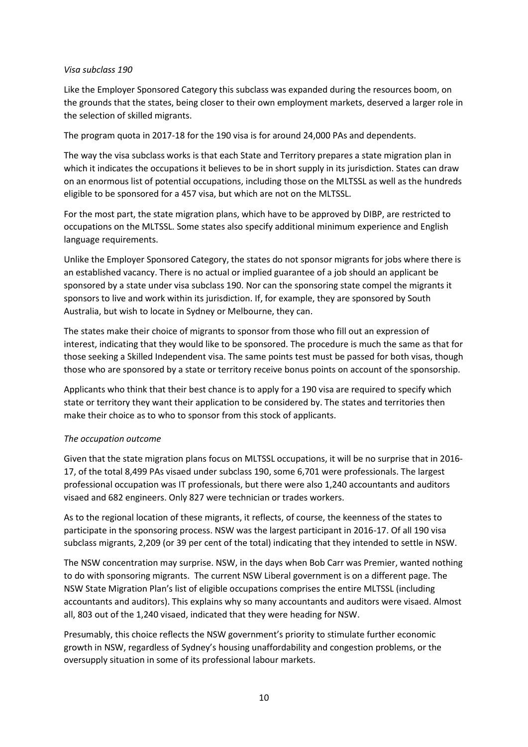*Visa subclass 190*

Like the Employer Sponsored Category this subclass was expanded during the resources boom, on the grounds that the states, being closer to their own employment markets, deserved a larger role in the selection of skilled migrants.

The program quota in 2017-18 for the 190 visa is for around 24,000 PAs and dependents.

The way the visa subclass works is that each State and Territory prepares a state migration plan in which it indicates the occupations it believes to be in short supply in its jurisdiction. States can draw on an enormous list of potential occupations, including those on the MLTSSL as well as the hundreds eligible to be sponsored for a 457 visa, but which are not on the MLTSSL.

For the most part, the state migration plans, which have to be approved by DIBP, are restricted to occupations on the MLTSSL. Some states also specify additional minimum experience and English language requirements.

Unlike the Employer Sponsored Category, the states do not sponsor migrants for jobs where there is an established vacancy. There is no actual or implied guarantee of a job should an applicant be sponsored by a state under visa subclass 190. Nor can the sponsoring state compel the migrants it sponsors to live and work within its jurisdiction. If, for example, they are sponsored by South Australia, but wish to locate in Sydney or Melbourne, they can.

The states make their choice of migrants to sponsor from those who fill out an expression of interest, indicating that they would like to be sponsored. The procedure is much the same as that for those seeking a Skilled Independent visa. The same points test must be passed for both visas, though those who are sponsored by a state or territory receive bonus points on account of the sponsorship.

Applicants who think that their best chance is to apply for a 190 visa are required to specify which state or territory they want their application to be considered by. The states and territories then make their choice as to who to sponsor from this stock of applicants.

*The occupation outcome*

Given that the state migration plans focus on MLTSSL occupations, it will be no surprise that in 2016-17, of the total 8,499 PAs visaed under subclass 190, some 6,701 were professionals. The largest professional occupation was IT professionals, but there were also 1,240 accountants and auditors visaed and 682 engineers. Only 827 were technician or trades workers.

As to the regional location of these migrants, it reflects, of course, the keenness of the states to participate in the sponsoring process. NSW was the largest participant in 2016-17. Of all 190 visa subclass migrants, 2,209 (or 39 per cent of the total) indicating that they intended to settle in NSW.

The NSW concentration may surprise. NSW, in the days when Bob Carr was Premier, wanted nothing to do with sponsoring migrants. The current NSW Liberal government is on a different page. The NSW State Migration Plan's list of eligible occupations comprises the entire MLTSSL (including accountants and auditors). This explains why so many accountants and auditors were visaed. Almost all, 803 out of the 1,240 visaed, indicated that they were heading for NSW.

Presumably, this choice reflects the NSW government's priority to stimulate further economic growth in NSW, regardless of Sydney's housing unaffordability and congestion problems, or the oversupply situation in some of its professional labour markets.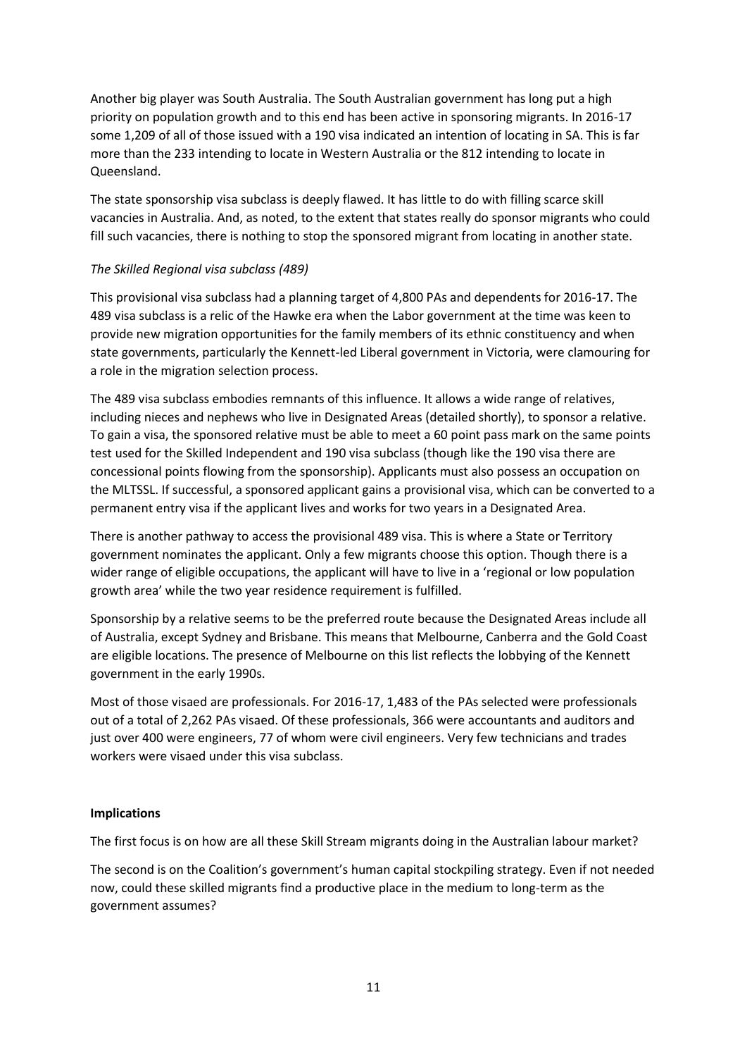Another big player was South Australia. The South Australian government has long put a high priority on population growth and to this end has been active in sponsoring migrants. In 2016-17 some 1,209 of all of those issued with a 190 visa indicated an intention of locating in SA. This is far more than the 233 intending to locate in Western Australia or the 812 intending to locate in Queensland.

The state sponsorship visa subclass is deeply flawed. It has little to do with filling scarce skill vacancies in Australia. And, as noted, to the extent that states really do sponsor migrants who could fill such vacancies, there is nothing to stop the sponsored migrant from locating in another state.

*The Skilled Regional visa subclass (489)*

This provisional visa subclass had a planning target of 4,800 PAs and dependents for 2016-17. The 489 visa subclass is a relic of the Hawke era when the Labor government at the time was keen to provide new migration opportunities for the family members of its ethnic constituency and when state governments, particularly the Kennett-led Liberal government in Victoria, were clamouring for a role in the migration selection process.

The 489 visa subclass embodies remnants of this influence. It allows a wide range of relatives, including nieces and nephews who live in Designated Areas (detailed shortly), to sponsor a relative. To gain a visa, the sponsored relative must be able to meet a 60 point pass mark on the same points test used for the Skilled Independent and 190 visa subclass (though like the 190 visa there are concessional points flowing from the sponsorship). Applicants must also possess an occupation on the MLTSSL. If successful, a sponsored applicant gains a provisional visa, which can be converted to a permanent entry visa if the applicant lives and works for two years in a Designated Area.

There is another pathway to access the provisional 489 visa. This is where a State or Territory government nominates the applicant. Only a few migrants choose this option. Though there is a wider range of eligible occupations, the applicant will have to live in a 'regional or low population growth area' while the two year residence requirement is fulfilled.

Sponsorship by a relative seems to be the preferred route because the Designated Areas include all of Australia, except Sydney and Brisbane. This means that Melbourne, Canberra and the Gold Coast are eligible locations. The presence of Melbourne on this list reflects the lobbying of the Kennett government in the early 1990s.

Most of those visaed are professionals. For 2016-17, 1,483 of the PAs selected were professionals out of a total of 2,262 PAs visaed. Of these professionals, 366 were accountants and auditors and just over 400 were engineers, 77 of whom were civil engineers. Very few technicians and trades workers were visaed under this visa subclass.

**Implications**

The first focus is on how are all these Skill Stream migrants doing in the Australian labour market?

The second is on the Coalition's government's human capital stockpiling strategy. Even if not needed now, could these skilled migrants find a productive place in the medium to long-term as the government assumes?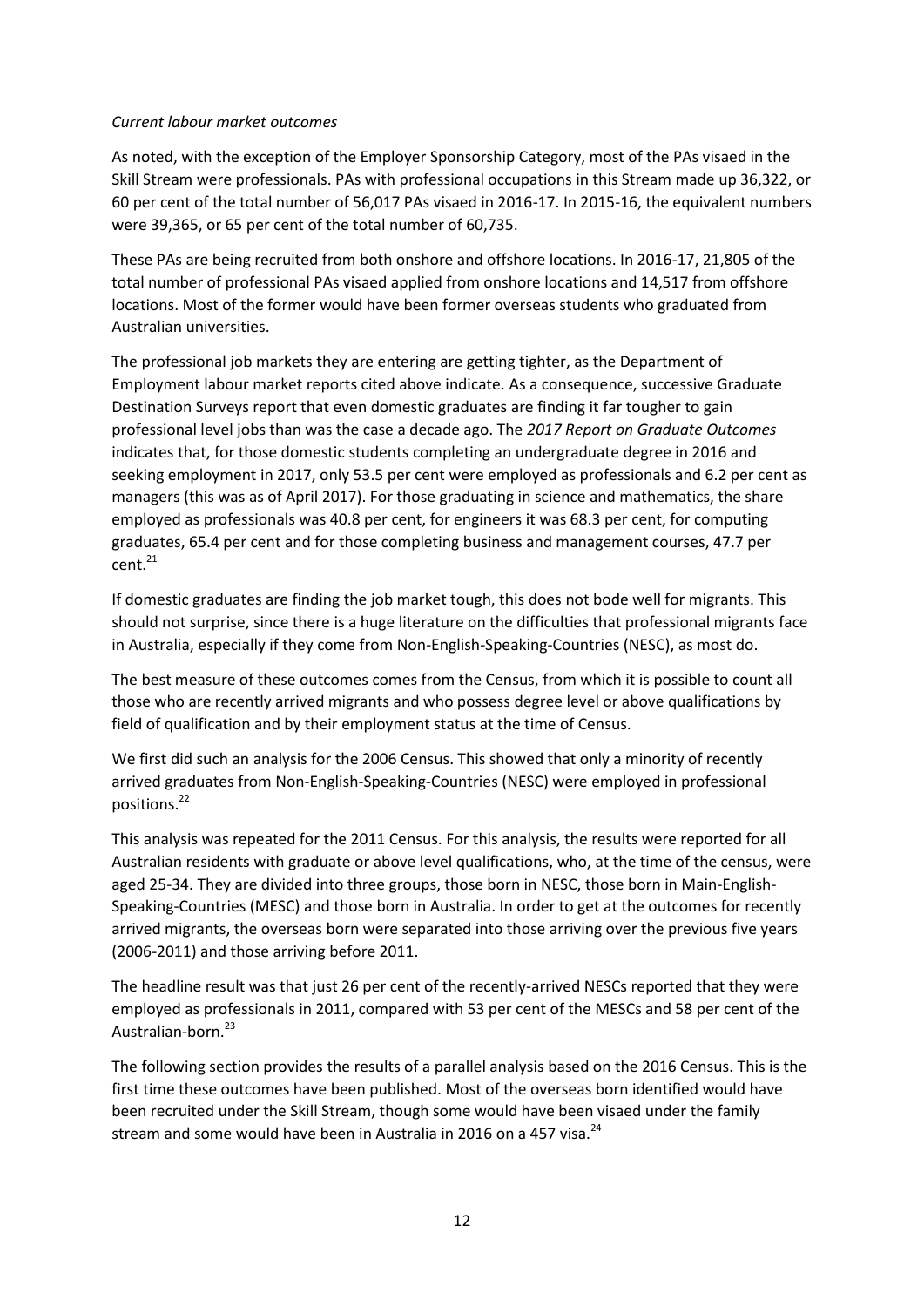*Current labour market outcomes*

As noted, with the exception of the Employer Sponsorship Category, most of the PAs visaed in the Skill Stream were professionals. PAs with professional occupations in this Stream made up 36,322, or 60 per cent of the total number of 56,017 PAs visaed in 2016-17. In 2015-16, the equivalent numbers were 39,365, or 65 per cent of the total number of 60,735.

These PAs are being recruited from both onshore and offshore locations. In 2016-17, 21,805 of the total number of professional PAs visaed applied from onshore locations and 14,517 from offshore locations. Most of the former would have been former overseas students who graduated from Australian universities.

The professional job markets they are entering are getting tighter, as the Department of Employment labour market reports cited above indicate. As a consequence, successive Graduate Destination Surveys report that even domestic graduates are finding it far tougher to gain professional level jobs than was the case a decade ago. The *2017 Report on Graduate Outcomes* indicates that, for those domestic students completing an undergraduate degree in 2016 and seeking employment in 2017, only 53.5 per cent were employed as professionals and 6.2 per cent as managers (this was as of April 2017). For those graduating in science and mathematics, the share employed as professionals was 40.8 per cent, for engineers it was 68.3 per cent, for computing graduates, 65.4 per cent and for those completing business and management courses, 47.7 per cent.[21]

If domestic graduates are finding the job market tough, this does not bode well for migrants. This should not surprise, since there is a huge literature on the difficulties that professional migrants face in Australia, especially if they come from Non-English-Speaking-Countries (NESC), as most do.

The best measure of these outcomes comes from the Census, from which it is possible to count all those who are recently arrived migrants and who possess degree level or above qualifications by field of qualification and by their employment status at the time of Census.

We first did such an analysis for the 2006 Census. This showed that only a minority of recently arrived graduates from Non-English-Speaking-Countries (NESC) were employed in professional positions.[22]

This analysis was repeated for the 2011 Census. For this analysis, the results were reported for all Australian residents with graduate or above level qualifications, who, at the time of the census, were aged 25-34. They are divided into three groups, those born in NESC, those born in Main-English-Speaking-Countries (MESC) and those born in Australia. In order to get at the outcomes for recently arrived migrants, the overseas born were separated into those arriving over the previous five years (2006-2011) and those arriving before 2011.

The headline result was that just 26 per cent of the recently-arrived NESCs reported that they were employed as professionals in 2011, compared with 53 per cent of the MESCs and 58 per cent of the Australian-born.[23]

The following section provides the results of a parallel analysis based on the 2016 Census. This is the first time these outcomes have been published. Most of the overseas born identified would have been recruited under the Skill Stream, though some would have been visaed under the family stream and some would have been in Australia in 2016 on a 457 visa.[24]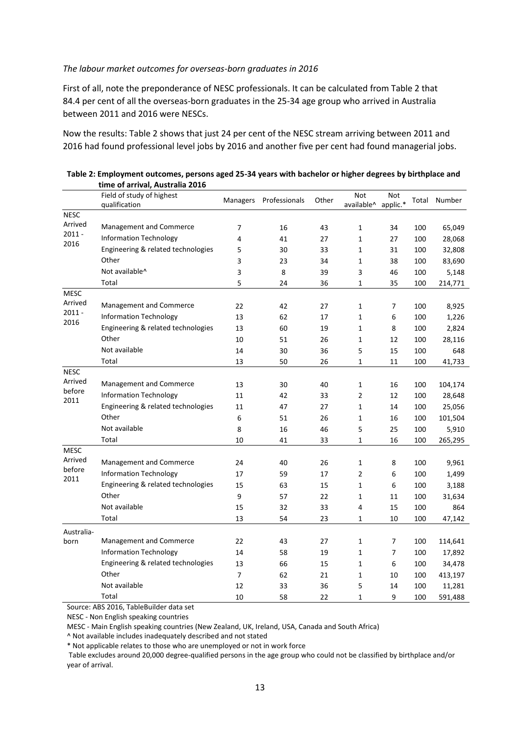*The labour market outcomes for overseas-born graduates in 2016*

First of all, note the preponderance of NESC professionals. It can be calculated from Table 2 that 84.4 per cent of all the overseas-born graduates in the 25-34 age group who arrived in Australia between 2011 and 2016 were NESCs.

Now the results: Table 2 shows that just 24 per cent of the NESC stream arriving between 2011 and 2016 had found professional level jobs by 2016 and another five per cent had found managerial jobs.

**Table 2: Employment outcomes, persons aged 25-34 years with bachelor or higher degrees by birthplace and time of arrival, Australia 2016**

| | Field of study of highest qualification | Managers | Professionals | Other | Not available^ | Not applic.* | Total | Number |
|---|---|---|---|---|---|---|---|---|
| NESC Arrived 2011 - 2016 | Management and Commerce | 7 | 16 | 43 | 1 | 34 | 100 | 65,049 |
| | Information Technology | 4 | 41 | 27 | 1 | 27 | 100 | 28,068 |
| | Engineering & related technologies | 5 | 30 | 33 | 1 | 31 | 100 | 32,808 |
| | Other | 3 | 23 | 34 | 1 | 38 | 100 | 83,690 |
| | Not available^ | 3 | 8 | 39 | 3 | 46 | 100 | 5,148 |
| | Total | 5 | 24 | 36 | 1 | 35 | 100 | 214,771 |
| MESC Arrived 2011 - 2016 | Management and Commerce | 22 | 42 | 27 | 1 | 7 | 100 | 8,925 |
| | Information Technology | 13 | 62 | 17 | 1 | 6 | 100 | 1,226 |
| | Engineering & related technologies | 13 | 60 | 19 | 1 | 8 | 100 | 2,824 |
| | Other | 10 | 51 | 26 | 1 | 12 | 100 | 28,116 |
| | Not available | 14 | 30 | 36 | 5 | 15 | 100 | 648 |
| | Total | 13 | 50 | 26 | 1 | 11 | 100 | 41,733 |
| NESC Arrived before 2011 | Management and Commerce | 13 | 30 | 40 | 1 | 16 | 100 | 104,174 |
| | Information Technology | 11 | 42 | 33 | 2 | 12 | 100 | 28,648 |
| | Engineering & related technologies | 11 | 47 | 27 | 1 | 14 | 100 | 25,056 |
| | Other | 6 | 51 | 26 | 1 | 16 | 100 | 101,504 |
| | Not available | 8 | 16 | 46 | 5 | 25 | 100 | 5,910 |
| | Total | 10 | 41 | 33 | 1 | 16 | 100 | 265,295 |
| MESC Arrived before 2011 | Management and Commerce | 24 | 40 | 26 | 1 | 8 | 100 | 9,961 |
| | Information Technology | 17 | 59 | 17 | 2 | 6 | 100 | 1,499 |
| | Engineering & related technologies | 15 | 63 | 15 | 1 | 6 | 100 | 3,188 |
| | Other | 9 | 57 | 22 | 1 | 11 | 100 | 31,634 |
| | Not available | 15 | 32 | 33 | 4 | 15 | 100 | 864 |
| | Total | 13 | 54 | 23 | 1 | 10 | 100 | 47,142 |
| Australia-born | Management and Commerce | 22 | 43 | 27 | 1 | 7 | 100 | 114,641 |
| | Information Technology | 14 | 58 | 19 | 1 | 7 | 100 | 17,892 |
| | Engineering & related technologies | 13 | 66 | 15 | 1 | 6 | 100 | 34,478 |
| | Other | 7 | 62 | 21 | 1 | 10 | 100 | 413,197 |
| | Not available | 12 | 33 | 36 | 5 | 14 | 100 | 11,281 |
| | Total | 10 | 58 | 22 | 1 | 9 | 100 | 591,488 |

Source: ABS 2016, TableBuilder data set

NESC - Non English speaking countries

MESC - Main English speaking countries (New Zealand, UK, Ireland, USA, Canada and South Africa)

^ Not available includes inadequately described and not stated

* Not applicable relates to those who are unemployed or not in work force

Table excludes around 20,000 degree-qualified persons in the age group who could not be classified by birthplace and/or year of arrival.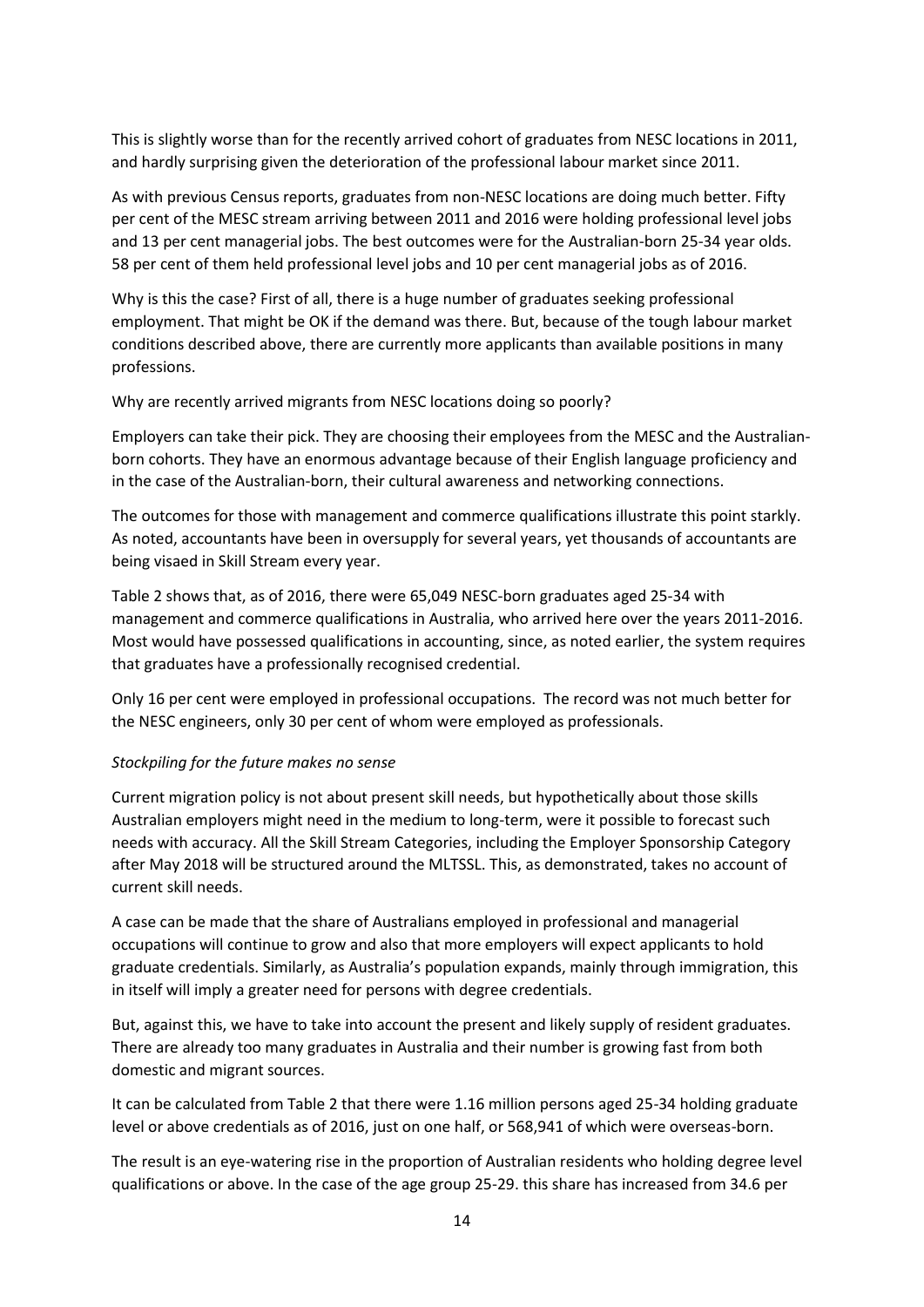This is slightly worse than for the recently arrived cohort of graduates from NESC locations in 2011, and hardly surprising given the deterioration of the professional labour market since 2011.

As with previous Census reports, graduates from non-NESC locations are doing much better. Fifty per cent of the MESC stream arriving between 2011 and 2016 were holding professional level jobs and 13 per cent managerial jobs. The best outcomes were for the Australian-born 25-34 year olds. 58 per cent of them held professional level jobs and 10 per cent managerial jobs as of 2016.

Why is this the case? First of all, there is a huge number of graduates seeking professional employment. That might be OK if the demand was there. But, because of the tough labour market conditions described above, there are currently more applicants than available positions in many professions.

Why are recently arrived migrants from NESC locations doing so poorly?

Employers can take their pick. They are choosing their employees from the MESC and the Australian-born cohorts. They have an enormous advantage because of their English language proficiency and in the case of the Australian-born, their cultural awareness and networking connections.

The outcomes for those with management and commerce qualifications illustrate this point starkly. As noted, accountants have been in oversupply for several years, yet thousands of accountants are being visaed in Skill Stream every year.

Table 2 shows that, as of 2016, there were 65,049 NESC-born graduates aged 25-34 with management and commerce qualifications in Australia, who arrived here over the years 2011-2016. Most would have possessed qualifications in accounting, since, as noted earlier, the system requires that graduates have a professionally recognised credential.

Only 16 per cent were employed in professional occupations. The record was not much better for the NESC engineers, only 30 per cent of whom were employed as professionals.

*Stockpiling for the future makes no sense*

Current migration policy is not about present skill needs, but hypothetically about those skills Australian employers might need in the medium to long-term, were it possible to forecast such needs with accuracy. All the Skill Stream Categories, including the Employer Sponsorship Category after May 2018 will be structured around the MLTSSL. This, as demonstrated, takes no account of current skill needs.

A case can be made that the share of Australians employed in professional and managerial occupations will continue to grow and also that more employers will expect applicants to hold graduate credentials. Similarly, as Australia's population expands, mainly through immigration, this in itself will imply a greater need for persons with degree credentials.

But, against this, we have to take into account the present and likely supply of resident graduates. There are already too many graduates in Australia and their number is growing fast from both domestic and migrant sources.

It can be calculated from Table 2 that there were 1.16 million persons aged 25-34 holding graduate level or above credentials as of 2016, just on one half, or 568,941 of which were overseas-born.

The result is an eye-watering rise in the proportion of Australian residents who holding degree level qualifications or above. In the case of the age group 25-29. this share has increased from 34.6 per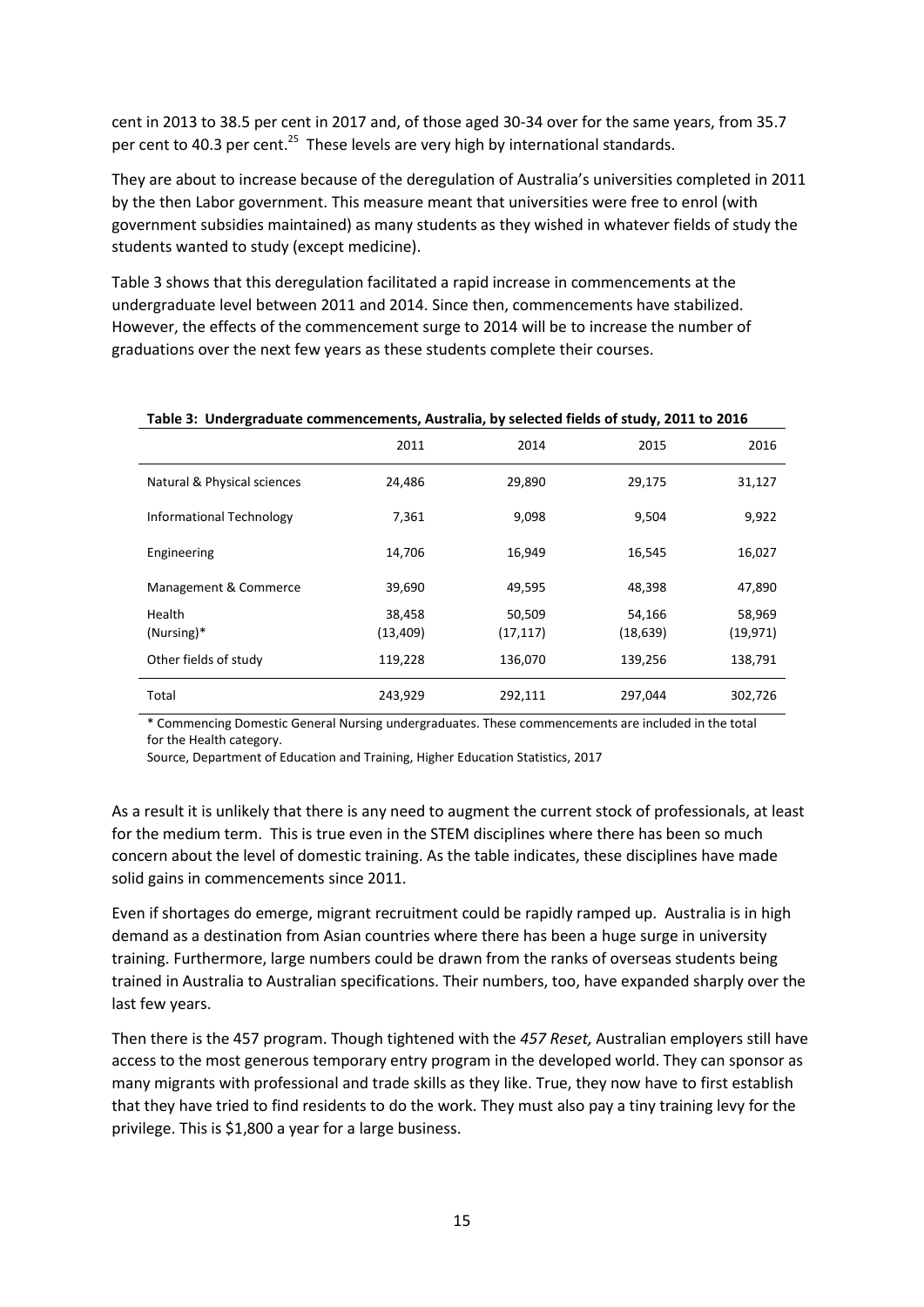cent in 2013 to 38.5 per cent in 2017 and, of those aged 30-34 over for the same years, from 35.7 per cent to 40.3 per cent.[25] These levels are very high by international standards.

They are about to increase because of the deregulation of Australia's universities completed in 2011 by the then Labor government. This measure meant that universities were free to enrol (with government subsidies maintained) as many students as they wished in whatever fields of study the students wanted to study (except medicine).

Table 3 shows that this deregulation facilitated a rapid increase in commencements at the undergraduate level between 2011 and 2014. Since then, commencements have stabilized. However, the effects of the commencement surge to 2014 will be to increase the number of graduations over the next few years as these students complete their courses.

**Table 3: Undergraduate commencements, Australia, by selected fields of study, 2011 to 2016**

| | 2011 | 2014 | 2015 | 2016 |
|---|---|---|---|---|
| Natural & Physical sciences | 24,486 | 29,890 | 29,175 | 31,127 |
| Informational Technology | 7,361 | 9,098 | 9,504 | 9,922 |
| Engineering | 14,706 | 16,949 | 16,545 | 16,027 |
| Management & Commerce | 39,690 | 49,595 | 48,398 | 47,890 |
| Health | 38,458 | 50,509 | 54,166 | 58,969 |
| (Nursing)* | (13,409) | (17,117) | (18,639) | (19,971) |
| Other fields of study | 119,228 | 136,070 | 139,256 | 138,791 |
| Total | 243,929 | 292,111 | 297,044 | 302,726 |

\* Commencing Domestic General Nursing undergraduates. These commencements are included in the total for the Health category.

Source, Department of Education and Training, Higher Education Statistics, 2017

As a result it is unlikely that there is any need to augment the current stock of professionals, at least for the medium term. This is true even in the STEM disciplines where there has been so much concern about the level of domestic training. As the table indicates, these disciplines have made solid gains in commencements since 2011.

Even if shortages do emerge, migrant recruitment could be rapidly ramped up. Australia is in high demand as a destination from Asian countries where there has been a huge surge in university training. Furthermore, large numbers could be drawn from the ranks of overseas students being trained in Australia to Australian specifications. Their numbers, too, have expanded sharply over the last few years.

Then there is the 457 program. Though tightened with the *457 Reset,* Australian employers still have access to the most generous temporary entry program in the developed world. They can sponsor as many migrants with professional and trade skills as they like. True, they now have to first establish that they have tried to find residents to do the work. They must also pay a tiny training levy for the privilege. This is $1,800 a year for a large business.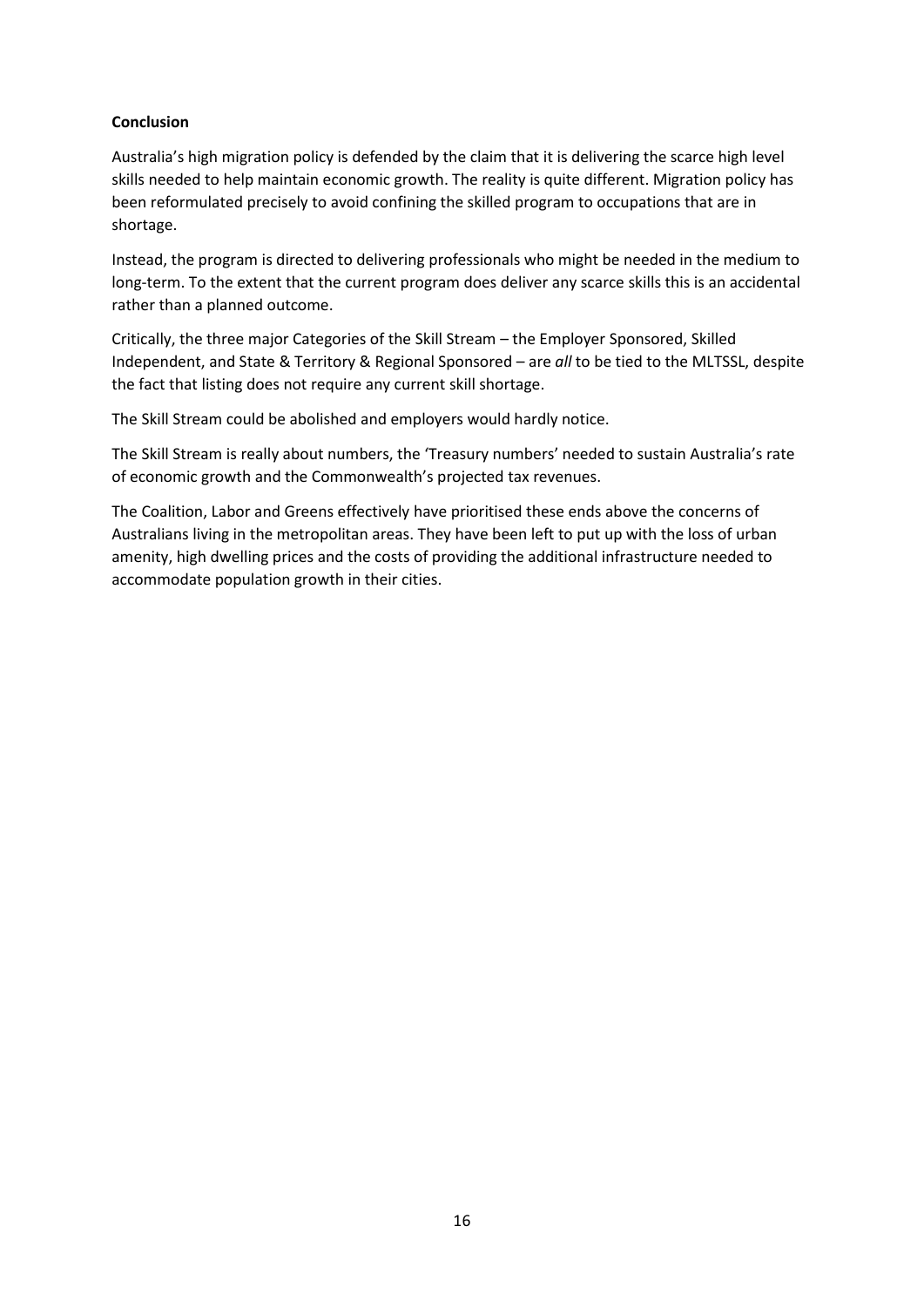**Conclusion**

Australia's high migration policy is defended by the claim that it is delivering the scarce high level skills needed to help maintain economic growth. The reality is quite different. Migration policy has been reformulated precisely to avoid confining the skilled program to occupations that are in shortage.

Instead, the program is directed to delivering professionals who might be needed in the medium to long-term. To the extent that the current program does deliver any scarce skills this is an accidental rather than a planned outcome.

Critically, the three major Categories of the Skill Stream – the Employer Sponsored, Skilled Independent, and State & Territory & Regional Sponsored – are *all* to be tied to the MLTSSL, despite the fact that listing does not require any current skill shortage.

The Skill Stream could be abolished and employers would hardly notice.

The Skill Stream is really about numbers, the 'Treasury numbers' needed to sustain Australia's rate of economic growth and the Commonwealth's projected tax revenues.

The Coalition, Labor and Greens effectively have prioritised these ends above the concerns of Australians living in the metropolitan areas. They have been left to put up with the loss of urban amenity, high dwelling prices and the costs of providing the additional infrastructure needed to accommodate population growth in their cities.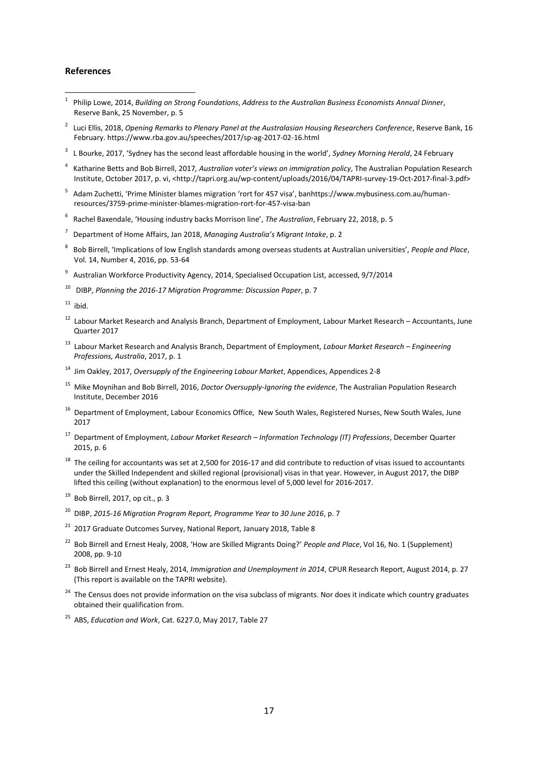## References

[1] Philip Lowe, 2014, *Building on Strong Foundations*, *Address to the Australian Business Economists Annual Dinner*, Reserve Bank, 25 November, p. 5

[2] Luci Ellis, 2018, *Opening Remarks to Plenary Panel at the Australasian Housing Researchers Conference*, Reserve Bank, 16 February. https://www.rba.gov.au/speeches/2017/sp-ag-2017-02-16.html

[3] L Bourke, 2017, 'Sydney has the second least affordable housing in the world', *Sydney Morning Herald*, 24 February

[4] Katharine Betts and Bob Birrell, 2017, *Australian voter's views on immigration policy*, The Australian Population Research Institute, October 2017, p. vi, <http://tapri.org.au/wp-content/uploads/2016/04/TAPRI-survey-19-Oct-2017-final-3.pdf>

[5] Adam Zuchetti, 'Prime Minister blames migration 'rort for 457 visa', banhttps://www.mybusiness.com.au/human-resources/3759-prime-minister-blames-migration-rort-for-457-visa-ban

[6] Rachel Baxendale, 'Housing industry backs Morrison line', *The Australian*, February 22, 2018, p. 5

[7] Department of Home Affairs, Jan 2018, *Managing Australia's Migrant Intake*, p. 2

[8] Bob Birrell, 'Implications of low English standards among overseas students at Australian universities', *People and Place*, Vol. 14, Number 4, 2016, pp. 53-64

[9] Australian Workforce Productivity Agency, 2014, Specialised Occupation List, accessed, 9/7/2014

[10] DIBP, *Planning the 2016-17 Migration Programme: Discussion Paper*, p. 7

[11] ibid.

[12] Labour Market Research and Analysis Branch, Department of Employment, Labour Market Research – Accountants, June Quarter 2017

[13] Labour Market Research and Analysis Branch, Department of Employment, *Labour Market Research – Engineering Professions, Australia*, 2017, p. 1

[14] Jim Oakley, 2017, *Oversupply of the Engineering Labour Market*, Appendices, Appendices 2-8

[15] Mike Moynihan and Bob Birrell, 2016, *Doctor Oversupply-Ignoring the evidence*, The Australian Population Research Institute, December 2016

[16] Department of Employment, Labour Economics Office, New South Wales, Registered Nurses, New South Wales, June 2017

[17] Department of Employment, *Labour Market Research – Information Technology (IT) Professions*, December Quarter 2015, p. 6

[18] The ceiling for accountants was set at 2,500 for 2016-17 and did contribute to reduction of visas issued to accountants under the Skilled Independent and skilled regional (provisional) visas in that year. However, in August 2017, the DIBP lifted this ceiling (without explanation) to the enormous level of 5,000 level for 2016-2017.

[19] Bob Birrell, 2017, op cit., p. 3

[20] DIBP, *2015-16 Migration Program Report, Programme Year to 30 June 2016*, p. 7

[21] 2017 Graduate Outcomes Survey, National Report, January 2018, Table 8

[22] Bob Birrell and Ernest Healy, 2008, 'How are Skilled Migrants Doing?' *People and Place*, Vol 16, No. 1 (Supplement) 2008, pp. 9-10

[23] Bob Birrell and Ernest Healy, 2014, *Immigration and Unemployment in 2014*, CPUR Research Report, August 2014, p. 27 (This report is available on the TAPRI website).

[24] The Census does not provide information on the visa subclass of migrants. Nor does it indicate which country graduates obtained their qualification from.

[25] ABS, *Education and Work*, Cat. 6227.0, May 2017, Table 27